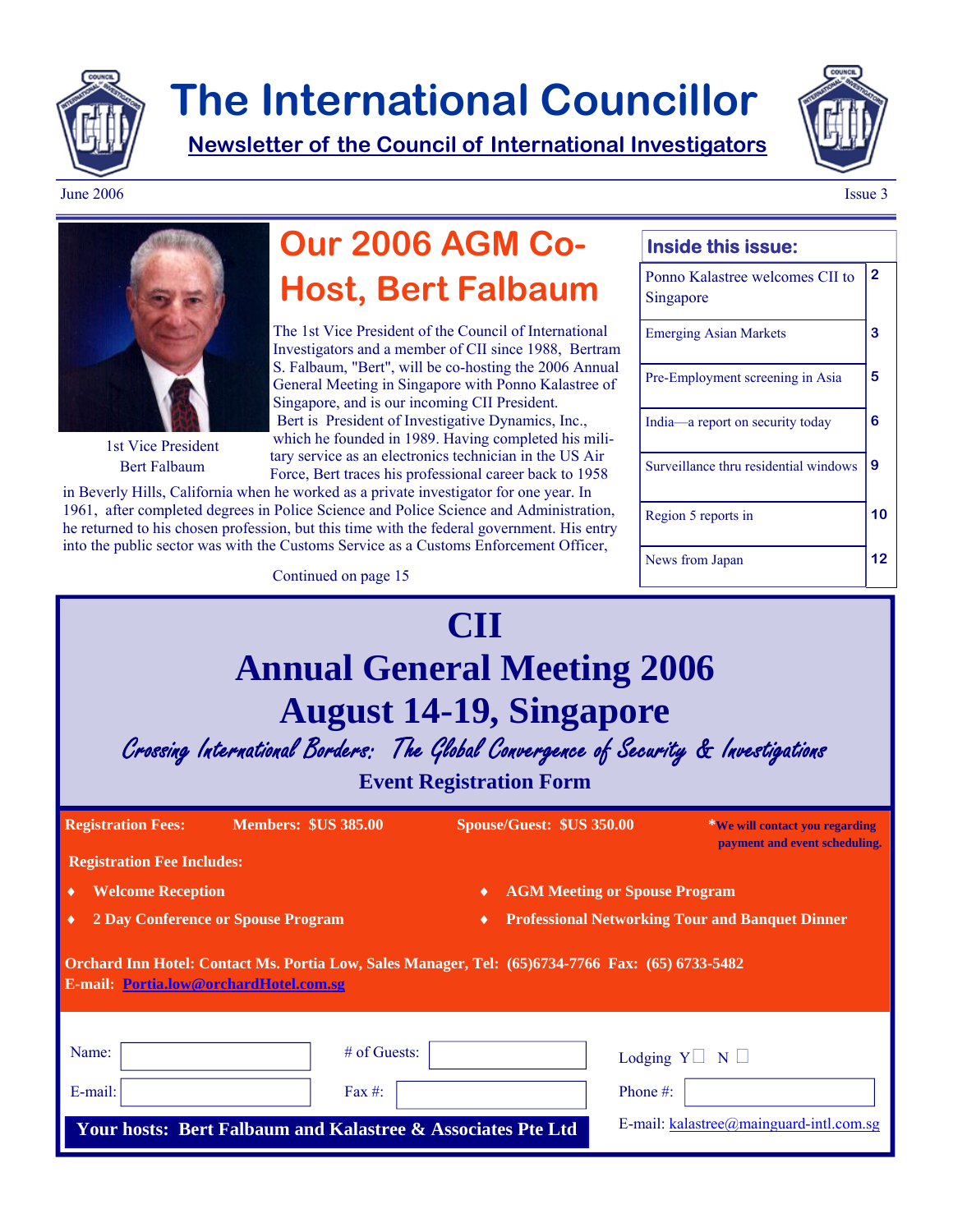# The International Councillor

**Newsletter of the Council of International Investigators**

June 2006 — Issue 3

## Our 2006 AGM Co-Host, Bert Falbaum

1st Vice President Bert Falbaum

The 1st Vice President of the Council of International Investigators and a member of CII since 1988, Bertram S. Falbaum, "Bert", will be co-hosting the 2006 Annual General Meeting in Singapore with Ponno Kalastree of Singapore, and is our incoming CII President.

Bert is President of Investigative Dynamics, Inc., which he founded in 1989. Having completed his military service as an electronics technician in the US Air Force, Bert traces his professional career back to 1958 in Beverly Hills, California when he worked as a private investigator for one year. In 1961, after completed degrees in Police Science and Police Science and Administration, he returned to his chosen profession, but this time with the federal government. His entry into the public sector was with the Customs Service as a Customs Enforcement Officer,

Continued on page 15

### Inside this issue:

| | |
|---|---|
| Ponno Kalastree welcomes CII to Singapore | 2 |
| Emerging Asian Markets | 3 |
| Pre-Employment screening in Asia | 5 |
| India—a report on security today | 6 |
| Surveillance thru residential windows | 9 |
| Region 5 reports in | 10 |
| News from Japan | 12 |

# CII
# Annual General Meeting 2006
# August 14-19, Singapore

*Crossing International Borders: The Global Convergence of Security & Investigations*

**Event Registration Form**

**Registration Fees:** **Members: $US 385.00** **Spouse/Guest: $US 350.00** ***We will contact you regarding payment and event scheduling.**

**Registration Fee Includes:**

- **Welcome Reception**
- **2 Day Conference or Spouse Program**
- **AGM Meeting or Spouse Program**
- **Professional Networking Tour and Banquet Dinner**

**Orchard Inn Hotel: Contact Ms. Portia Low, Sales Manager, Tel: (65)6734-7766 Fax: (65) 6733-5482**
**E-mail: Portia.low@orchardHotel.com.sg**

Name: ____________ # of Guests: ____________ Lodging Y☐ N ☐

E-mail: ____________ Fax #: ____________ Phone #: ____________

**Your hosts: Bert Falbaum and Kalastree & Associates Pte Ltd**

E-mail: kalastree@mainguard-intl.com.sg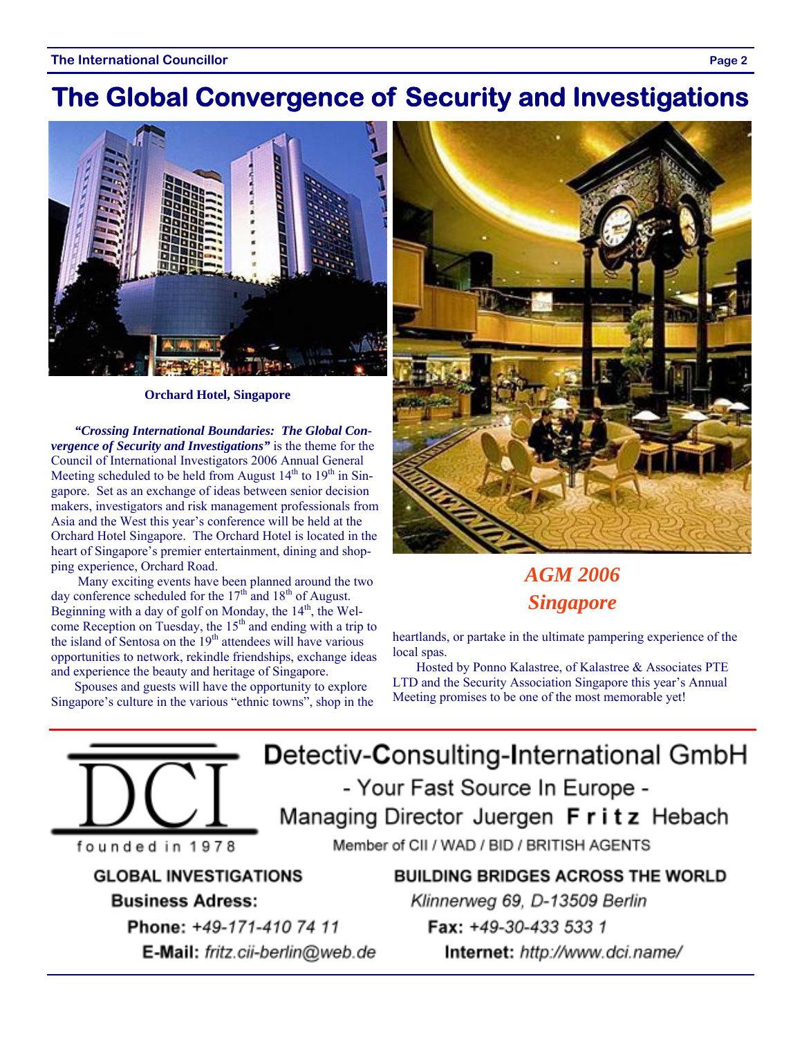# The Global Convergence of Security and Investigations

**Orchard Hotel, Singapore**

***"Crossing International Boundaries: The Global Convergence of Security and Investigations"*** is the theme for the Council of International Investigators 2006 Annual General Meeting scheduled to be held from August 14th to 19th in Singapore. Set as an exchange of ideas between senior decision makers, investigators and risk management professionals from Asia and the West this year's conference will be held at the Orchard Hotel Singapore. The Orchard Hotel is located in the heart of Singapore's premier entertainment, dining and shopping experience, Orchard Road.

Many exciting events have been planned around the two day conference scheduled for the 17th and 18th of August. Beginning with a day of golf on Monday, the 14th, the Welcome Reception on Tuesday, the 15th and ending with a trip to the island of Sentosa on the 19th attendees will have various opportunities to network, rekindle friendships, exchange ideas and experience the beauty and heritage of Singapore.

Spouses and guests will have the opportunity to explore Singapore's culture in the various "ethnic towns", shop in the heartlands, or partake in the ultimate pampering experience of the local spas.

Hosted by Ponno Kalastree, of Kalastree & Associates PTE LTD and the Security Association Singapore this year's Annual Meeting promises to be one of the most memorable yet!

***AGM 2006***
***Singapore***

---

DCI
founded in 1978

**Detectiv-Consulting-International GmbH**

- Your Fast Source In Europe -

Managing Director Juergen **Fritz** Hebach

Member of CII / WAD / BID / BRITISH AGENTS

**GLOBAL INVESTIGATIONS** **BUILDING BRIDGES ACROSS THE WORLD**

**Business Adress:** *Klinnerweg 69, D-13509 Berlin*

**Phone:** *+49-171-410 74 11* **Fax:** *+49-30-433 533 1*

**E-Mail:** *fritz.cii-berlin@web.de* **Internet:** *http://www.dci.name/*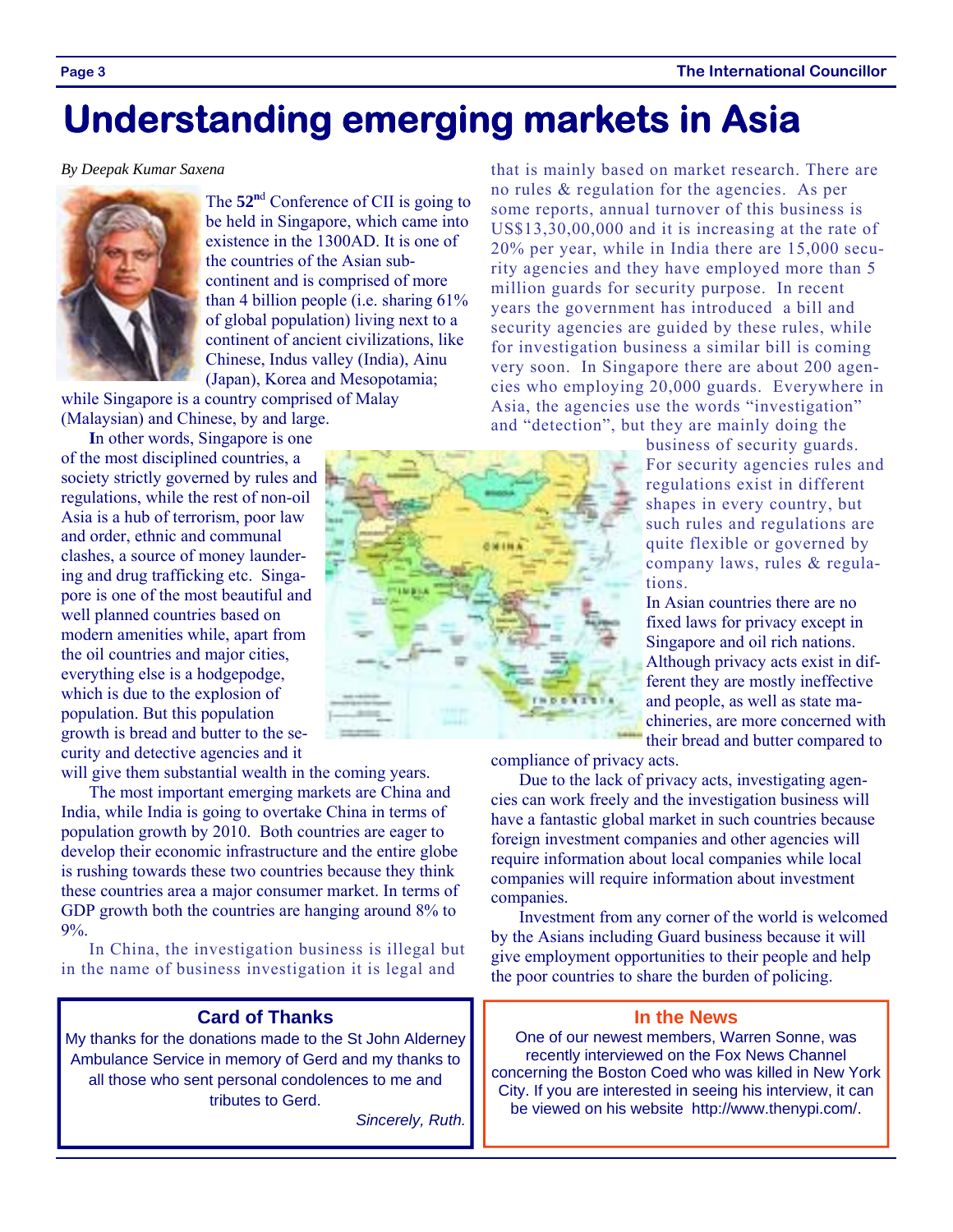# Understanding emerging markets in Asia

*By Deepak Kumar Saxena*

The **52nd** Conference of CII is going to be held in Singapore, which came into existence in the 1300AD. It is one of the countries of the Asian sub-continent and is comprised of more than 4 billion people (i.e. sharing 61% of global population) living next to a continent of ancient civilizations, like Chinese, Indus valley (India), Ainu (Japan), Korea and Mesopotamia; while Singapore is a country comprised of Malay (Malaysian) and Chinese, by and large.

**I**n other words, Singapore is one of the most disciplined countries, a society strictly governed by rules and regulations, while the rest of non-oil Asia is a hub of terrorism, poor law and order, ethnic and communal clashes, a source of money laundering and drug trafficking etc. Singapore is one of the most beautiful and well planned countries based on modern amenities while, apart from the oil countries and major cities, everything else is a hodgepodge, which is due to the explosion of population. But this population growth is bread and butter to the security and detective agencies and it will give them substantial wealth in the coming years.

The most important emerging markets are China and India, while India is going to overtake China in terms of population growth by 2010. Both countries are eager to develop their economic infrastructure and the entire globe is rushing towards these two countries because they think these countries area a major consumer market. In terms of GDP growth both the countries are hanging around 8% to 9%.

In China, the investigation business is illegal but in the name of business investigation it is legal and that is mainly based on market research. There are no rules & regulation for the agencies. As per some reports, annual turnover of this business is US$13,30,00,000 and it is increasing at the rate of 20% per year, while in India there are 15,000 security agencies and they have employed more than 5 million guards for security purpose. In recent years the government has introduced a bill and security agencies are guided by these rules, while for investigation business a similar bill is coming very soon. In Singapore there are about 200 agencies who employing 20,000 guards. Everywhere in Asia, the agencies use the words "investigation" and "detection", but they are mainly doing the business of security guards. For security agencies rules and regulations exist in different shapes in every country, but such rules and regulations are quite flexible or governed by company laws, rules & regulations.

In Asian countries there are no fixed laws for privacy except in Singapore and oil rich nations. Although privacy acts exist in different they are mostly ineffective and people, as well as state machineries, are more concerned with their bread and butter compared to compliance of privacy acts.

Due to the lack of privacy acts, investigating agencies can work freely and the investigation business will have a fantastic global market in such countries because foreign investment companies and other agencies will require information about local companies while local companies will require information about investment companies.

Investment from any corner of the world is welcomed by the Asians including Guard business because it will give employment opportunities to their people and help the poor countries to share the burden of policing.

## Card of Thanks

My thanks for the donations made to the St John Alderney Ambulance Service in memory of Gerd and my thanks to all those who sent personal condolences to me and tributes to Gerd.

*Sincerely, Ruth.*

## In the News

One of our newest members, Warren Sonne, was recently interviewed on the Fox News Channel concerning the Boston Coed who was killed in New York City. If you are interested in seeing his interview, it can be viewed on his website http://www.thenypi.com/.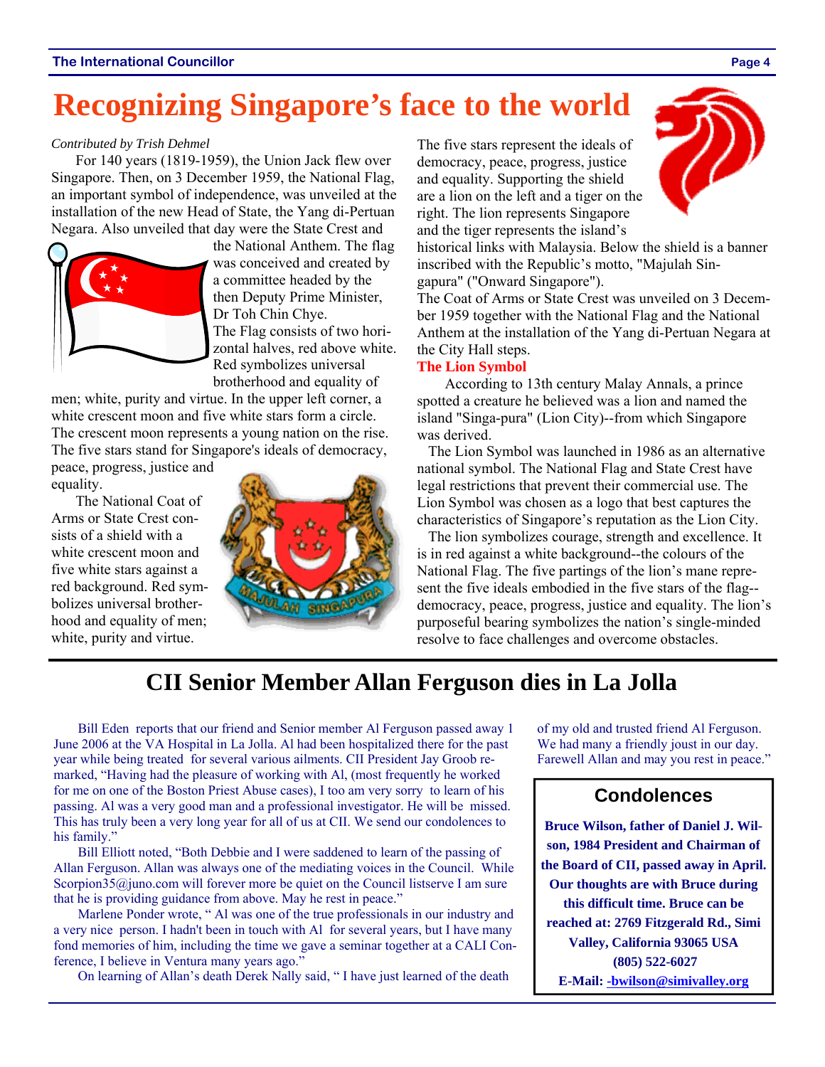# Recognizing Singapore's face to the world

*Contributed by Trish Dehmel*

For 140 years (1819-1959), the Union Jack flew over Singapore. Then, on 3 December 1959, the National Flag, an important symbol of independence, was unveiled at the installation of the new Head of State, the Yang di-Pertuan Negara. Also unveiled that day were the State Crest and the National Anthem. The flag was conceived and created by a committee headed by the then Deputy Prime Minister, Dr Toh Chin Chye.

The Flag consists of two horizontal halves, red above white. Red symbolizes universal brotherhood and equality of men; white, purity and virtue. In the upper left corner, a white crescent moon and five white stars form a circle. The crescent moon represents a young nation on the rise. The five stars stand for Singapore's ideals of democracy, peace, progress, justice and equality.

The National Coat of Arms or State Crest consists of a shield with a white crescent moon and five white stars against a red background. Red symbolizes universal brotherhood and equality of men; white, purity and virtue.

The five stars represent the ideals of democracy, peace, progress, justice and equality. Supporting the shield are a lion on the left and a tiger on the right. The lion represents Singapore and the tiger represents the island's historical links with Malaysia. Below the shield is a banner inscribed with the Republic's motto, "Majulah Singapura" ("Onward Singapore").

The Coat of Arms or State Crest was unveiled on 3 December 1959 together with the National Flag and the National Anthem at the installation of the Yang di-Pertuan Negara at the City Hall steps.

**The Lion Symbol**

According to 13th century Malay Annals, a prince spotted a creature he believed was a lion and named the island "Singa-pura" (Lion City)--from which Singapore was derived.

The Lion Symbol was launched in 1986 as an alternative national symbol. The National Flag and State Crest have legal restrictions that prevent their commercial use. The Lion Symbol was chosen as a logo that best captures the characteristics of Singapore's reputation as the Lion City.

The lion symbolizes courage, strength and excellence. It is in red against a white background--the colours of the National Flag. The five partings of the lion's mane represent the five ideals embodied in the five stars of the flag--democracy, peace, progress, justice and equality. The lion's purposeful bearing symbolizes the nation's single-minded resolve to face challenges and overcome obstacles.

# CII Senior Member Allan Ferguson dies in La Jolla

Bill Eden reports that our friend and Senior member Al Ferguson passed away 1 June 2006 at the VA Hospital in La Jolla. Al had been hospitalized there for the past year while being treated for several various ailments. CII President Jay Groob remarked, "Having had the pleasure of working with Al, (most frequently he worked for me on one of the Boston Priest Abuse cases), I too am very sorry to learn of his passing. Al was a very good man and a professional investigator. He will be missed. This has truly been a very long year for all of us at CII. We send our condolences to his family."

Bill Elliott noted, "Both Debbie and I were saddened to learn of the passing of Allan Ferguson. Allan was always one of the mediating voices in the Council. While Scorpion35@juno.com will forever more be quiet on the Council listserve I am sure that he is providing guidance from above. May he rest in peace."

Marlene Ponder wrote, " Al was one of the true professionals in our industry and a very nice person. I hadn't been in touch with Al for several years, but I have many fond memories of him, including the time we gave a seminar together at a CALI Conference, I believe in Ventura many years ago."

On learning of Allan's death Derek Nally said, " I have just learned of the death of my old and trusted friend Al Ferguson. We had many a friendly joust in our day. Farewell Allan and may you rest in peace."

## Condolences

**Bruce Wilson, father of Daniel J. Wilson, 1984 President and Chairman of the Board of CII, passed away in April. Our thoughts are with Bruce during this difficult time. Bruce can be reached at: 2769 Fitzgerald Rd., Simi Valley, California 93065 USA**

**(805) 522-6027**

**E-Mail: -bwilson@simivalley.org**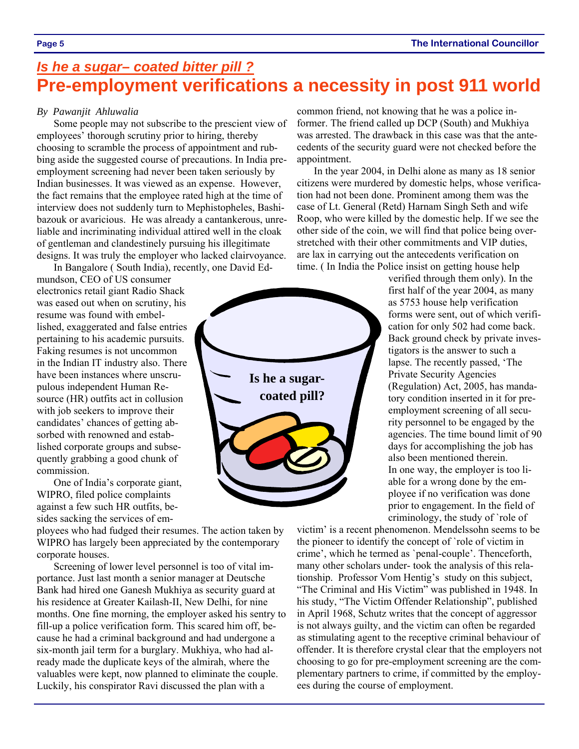## *Is he a sugar– coated bitter pill ?*

# Pre-employment verifications a necessity in post 911 world

*By Pawanjit Ahluwalia*

Some people may not subscribe to the prescient view of employees' thorough scrutiny prior to hiring, thereby choosing to scramble the process of appointment and rubbing aside the suggested course of precautions. In India pre-employment screening had never been taken seriously by Indian businesses. It was viewed as an expense. However, the fact remains that the employee rated high at the time of interview does not suddenly turn to Mephistopheles, Bashibazouk or avaricious. He was already a cantankerous, unreliable and incriminating individual attired well in the cloak of gentleman and clandestinely pursuing his illegitimate designs. It was truly the employer who lacked clairvoyance.

In Bangalore ( South India), recently, one David Edmundson, CEO of US consumer electronics retail giant Radio Shack was eased out when on scrutiny, his resume was found with embellished, exaggerated and false entries pertaining to his academic pursuits. Faking resumes is not uncommon in the Indian IT industry also. There have been instances where unscrupulous independent Human Resource (HR) outfits act in collusion with job seekers to improve their candidates' chances of getting absorbed with renowned and established corporate groups and subsequently grabbing a good chunk of commission.

One of India's corporate giant, WIPRO, filed police complaints against a few such HR outfits, besides sacking the services of employees who had fudged their resumes. The action taken by WIPRO has largely been appreciated by the contemporary corporate houses.

Screening of lower level personnel is too of vital importance. Just last month a senior manager at Deutsche Bank had hired one Ganesh Mukhiya as security guard at his residence at Greater Kailash-II, New Delhi, for nine months. One fine morning, the employer asked his sentry to fill-up a police verification form. This scared him off, because he had a criminal background and had undergone a six-month jail term for a burglary. Mukhiya, who had already made the duplicate keys of the almirah, where the valuables were kept, now planned to eliminate the couple. Luckily, his conspirator Ravi discussed the plan with a common friend, not knowing that he was a police informer. The friend called up DCP (South) and Mukhiya was arrested. The drawback in this case was that the antecedents of the security guard were not checked before the appointment.

In the year 2004, in Delhi alone as many as 18 senior citizens were murdered by domestic helps, whose verification had not been done. Prominent among them was the case of Lt. General (Retd) Harnam Singh Seth and wife Roop, who were killed by the domestic help. If we see the other side of the coin, we will find that police being overstretched with their other commitments and VIP duties, are lax in carrying out the antecedents verification on time. ( In India the Police insist on getting house help verified through them only). In the first half of the year 2004, as many as 5753 house help verification forms were sent, out of which verification for only 502 had come back. Back ground check by private investigators is the answer to such a lapse. The recently passed, 'The Private Security Agencies (Regulation) Act, 2005, has mandatory condition inserted in it for pre-employment screening of all security personnel to be engaged by the agencies. The time bound limit of 90 days for accomplishing the job has also been mentioned therein.

In one way, the employer is too liable for a wrong done by the employee if no verification was done prior to engagement. In the field of criminology, the study of `role of victim' is a recent phenomenon. Mendelssohn seems to be the pioneer to identify the concept of `role of victim in crime', which he termed as `penal-couple'. Thenceforth, many other scholars under- took the analysis of this relationship. Professor Vom Hentig's study on this subject, "The Criminal and His Victim" was published in 1948. In his study, "The Victim Offender Relationship", published in April 1968, Schutz writes that the concept of aggressor is not always guilty, and the victim can often be regarded as stimulating agent to the receptive criminal behaviour of offender. It is therefore crystal clear that the employers not choosing to go for pre-employment screening are the complementary partners to crime, if committed by the employees during the course of employment.

**Is he a sugar-coated pill?**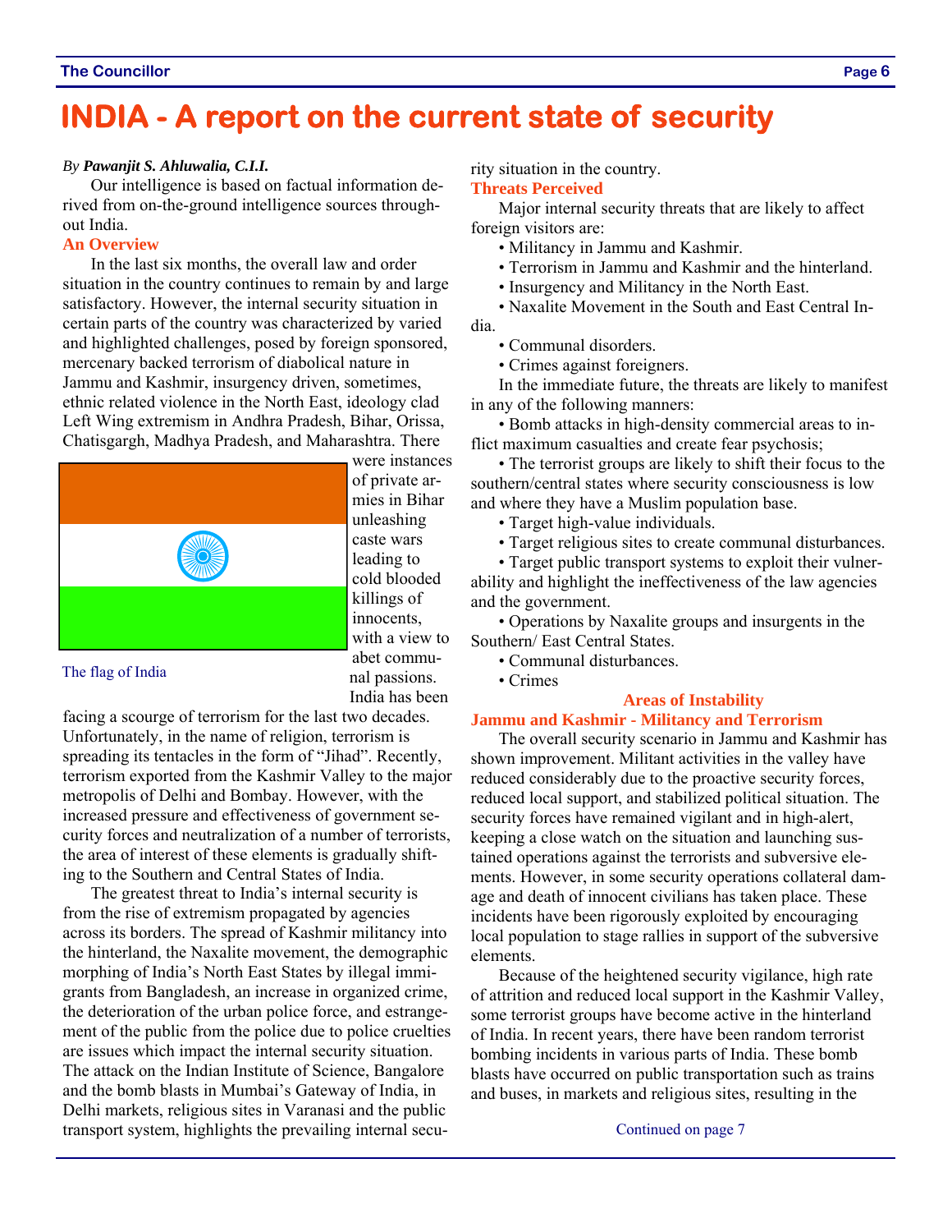# INDIA - A report on the current state of security

*By **Pawanjit S. Ahluwalia, C.I.I.***

Our intelligence is based on factual information derived from on-the-ground intelligence sources throughout India.

### An Overview

In the last six months, the overall law and order situation in the country continues to remain by and large satisfactory. However, the internal security situation in certain parts of the country was characterized by varied and highlighted challenges, posed by foreign sponsored, mercenary backed terrorism of diabolical nature in Jammu and Kashmir, insurgency driven, sometimes, ethnic related violence in the North East, ideology clad Left Wing extremism in Andhra Pradesh, Bihar, Orissa, Chatisgargh, Madhya Pradesh, and Maharashtra. There were instances of private armies in Bihar unleashing caste wars leading to cold blooded killings of innocents, with a view to abet communal passions. India has been facing a scourge of terrorism for the last two decades. Unfortunately, in the name of religion, terrorism is spreading its tentacles in the form of "Jihad". Recently, terrorism exported from the Kashmir Valley to the major metropolis of Delhi and Bombay. However, with the increased pressure and effectiveness of government security forces and neutralization of a number of terrorists, the area of interest of these elements is gradually shifting to the Southern and Central States of India.

The flag of India

The greatest threat to India's internal security is from the rise of extremism propagated by agencies across its borders. The spread of Kashmir militancy into the hinterland, the Naxalite movement, the demographic morphing of India's North East States by illegal immigrants from Bangladesh, an increase in organized crime, the deterioration of the urban police force, and estrangement of the public from the police due to police cruelties are issues which impact the internal security situation. The attack on the Indian Institute of Science, Bangalore and the bomb blasts in Mumbai's Gateway of India, in Delhi markets, religious sites in Varanasi and the public transport system, highlights the prevailing internal security situation in the country.

### Threats Perceived

Major internal security threats that are likely to affect foreign visitors are:

- Militancy in Jammu and Kashmir.
- Terrorism in Jammu and Kashmir and the hinterland.
- Insurgency and Militancy in the North East.
- Naxalite Movement in the South and East Central India.
- Communal disorders.
- Crimes against foreigners.

In the immediate future, the threats are likely to manifest in any of the following manners:

- Bomb attacks in high-density commercial areas to inflict maximum casualties and create fear psychosis;
- The terrorist groups are likely to shift their focus to the southern/central states where security consciousness is low and where they have a Muslim population base.
- Target high-value individuals.
- Target religious sites to create communal disturbances.
- Target public transport systems to exploit their vulnerability and highlight the ineffectiveness of the law agencies and the government.
- Operations by Naxalite groups and insurgents in the Southern/ East Central States.
- Communal disturbances.
- Crimes

## Areas of Instability

### Jammu and Kashmir - Militancy and Terrorism

The overall security scenario in Jammu and Kashmir has shown improvement. Militant activities in the valley have reduced considerably due to the proactive security forces, reduced local support, and stabilized political situation. The security forces have remained vigilant and in high-alert, keeping a close watch on the situation and launching sustained operations against the terrorists and subversive elements. However, in some security operations collateral damage and death of innocent civilians has taken place. These incidents have been rigorously exploited by encouraging local population to stage rallies in support of the subversive elements.

Because of the heightened security vigilance, high rate of attrition and reduced local support in the Kashmir Valley, some terrorist groups have become active in the hinterland of India. In recent years, there have been random terrorist bombing incidents in various parts of India. These bomb blasts have occurred on public transportation such as trains and buses, in markets and religious sites, resulting in the

Continued on page 7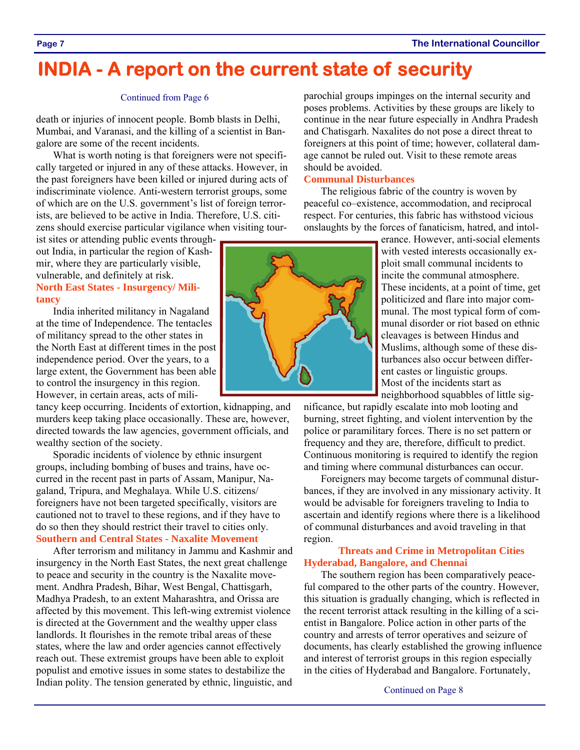#  INDIA - A report on the current state of security

Continued from Page 6

death or injuries of innocent people. Bomb blasts in Delhi, Mumbai, and Varanasi, and the killing of a scientist in Bangalore are some of the recent incidents.

What is worth noting is that foreigners were not specifically targeted or injured in any of these attacks. However, in the past foreigners have been killed or injured during acts of indiscriminate violence. Anti-western terrorist groups, some of which are on the U.S. government's list of foreign terrorists, are believed to be active in India. Therefore, U.S. citizens should exercise particular vigilance when visiting tourist sites or attending public events throughout India, in particular the region of Kashmir, where they are particularly visible, vulnerable, and definitely at risk.

**North East States - Insurgency/ Militancy**

India inherited militancy in Nagaland at the time of Independence. The tentacles of militancy spread to the other states in the North East at different times in the post independence period. Over the years, to a large extent, the Government has been able to control the insurgency in this region. However, in certain areas, acts of militancy keep occurring. Incidents of extortion, kidnapping, and murders keep taking place occasionally. These are, however, directed towards the law agencies, government officials, and wealthy section of the society.

Sporadic incidents of violence by ethnic insurgent groups, including bombing of buses and trains, have occurred in the recent past in parts of Assam, Manipur, Nagaland, Tripura, and Meghalaya. While U.S. citizens/ foreigners have not been targeted specifically, visitors are cautioned not to travel to these regions, and if they have to do so then they should restrict their travel to cities only.

**Southern and Central States - Naxalite Movement**

After terrorism and militancy in Jammu and Kashmir and insurgency in the North East States, the next great challenge to peace and security in the country is the Naxalite movement. Andhra Pradesh, Bihar, West Bengal, Chattisgarh, Madhya Pradesh, to an extent Maharashtra, and Orissa are affected by this movement. This left-wing extremist violence is directed at the Government and the wealthy upper class landlords. It flourishes in the remote tribal areas of these states, where the law and order agencies cannot effectively reach out. These extremist groups have been able to exploit populist and emotive issues in some states to destabilize the Indian polity. The tension generated by ethnic, linguistic, and parochial groups impinges on the internal security and poses problems. Activities by these groups are likely to continue in the near future especially in Andhra Pradesh and Chatisgarh. Naxalites do not pose a direct threat to foreigners at this point of time; however, collateral damage cannot be ruled out. Visit to these remote areas should be avoided.

**Communal Disturbances**

The religious fabric of the country is woven by peaceful co–existence, accommodation, and reciprocal respect. For centuries, this fabric has withstood vicious onslaughts by the forces of fanaticism, hatred, and intolerance. However, anti-social elements with vested interests occasionally exploit small communal incidents to incite the communal atmosphere. These incidents, at a point of time, get politicized and flare into major communal. The most typical form of communal disorder or riot based on ethnic cleavages is between Hindus and Muslims, although some of these disturbances also occur between different castes or linguistic groups. Most of the incidents start as neighborhood squabbles of little significance, but rapidly escalate into mob looting and burning, street fighting, and violent intervention by the police or paramilitary forces. There is no set pattern or frequency and they are, therefore, difficult to predict. Continuous monitoring is required to identify the region and timing where communal disturbances can occur.

Foreigners may become targets of communal disturbances, if they are involved in any missionary activity. It would be advisable for foreigners traveling to India to ascertain and identify regions where there is a likelihood of communal disturbances and avoid traveling in that region.

**Threats and Crime in Metropolitan Cities Hyderabad, Bangalore, and Chennai**

The southern region has been comparatively peaceful compared to the other parts of the country. However, this situation is gradually changing, which is reflected in the recent terrorist attack resulting in the killing of a scientist in Bangalore. Police action in other parts of the country and arrests of terror operatives and seizure of documents, has clearly established the growing influence and interest of terrorist groups in this region especially in the cities of Hyderabad and Bangalore. Fortunately,

Continued on Page 8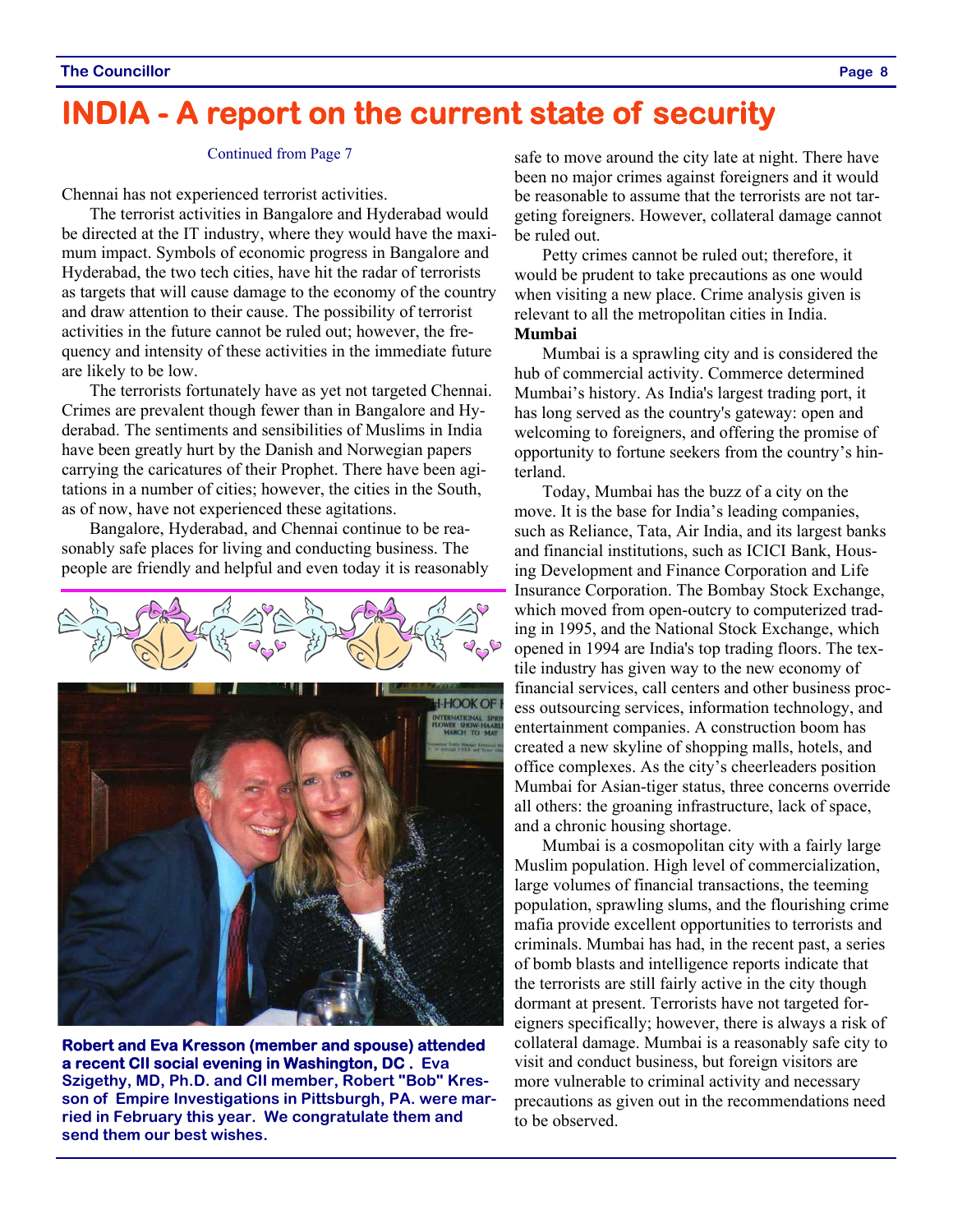# INDIA - A report on the current state of security

Continued from Page 7

Chennai has not experienced terrorist activities.

The terrorist activities in Bangalore and Hyderabad would be directed at the IT industry, where they would have the maximum impact. Symbols of economic progress in Bangalore and Hyderabad, the two tech cities, have hit the radar of terrorists as targets that will cause damage to the economy of the country and draw attention to their cause. The possibility of terrorist activities in the future cannot be ruled out; however, the frequency and intensity of these activities in the immediate future are likely to be low.

The terrorists fortunately have as yet not targeted Chennai. Crimes are prevalent though fewer than in Bangalore and Hyderabad. The sentiments and sensibilities of Muslims in India have been greatly hurt by the Danish and Norwegian papers carrying the caricatures of their Prophet. There have been agitations in a number of cities; however, the cities in the South, as of now, have not experienced these agitations.

Bangalore, Hyderabad, and Chennai continue to be reasonably safe places for living and conducting business. The people are friendly and helpful and even today it is reasonably safe to move around the city late at night. There have been no major crimes against foreigners and it would be reasonable to assume that the terrorists are not targeting foreigners. However, collateral damage cannot be ruled out.

Petty crimes cannot be ruled out; therefore, it would be prudent to take precautions as one would when visiting a new place. Crime analysis given is relevant to all the metropolitan cities in India.

**Mumbai**

Mumbai is a sprawling city and is considered the hub of commercial activity. Commerce determined Mumbai's history. As India's largest trading port, it has long served as the country's gateway: open and welcoming to foreigners, and offering the promise of opportunity to fortune seekers from the country's hinterland.

Today, Mumbai has the buzz of a city on the move. It is the base for India's leading companies, such as Reliance, Tata, Air India, and its largest banks and financial institutions, such as ICICI Bank, Housing Development and Finance Corporation and Life Insurance Corporation. The Bombay Stock Exchange, which moved from open-outcry to computerized trading in 1995, and the National Stock Exchange, which opened in 1994 are India's top trading floors. The textile industry has given way to the new economy of financial services, call centers and other business process outsourcing services, information technology, and entertainment companies. A construction boom has created a new skyline of shopping malls, hotels, and office complexes. As the city's cheerleaders position Mumbai for Asian-tiger status, three concerns override all others: the groaning infrastructure, lack of space, and a chronic housing shortage.

Mumbai is a cosmopolitan city with a fairly large Muslim population. High level of commercialization, large volumes of financial transactions, the teeming population, sprawling slums, and the flourishing crime mafia provide excellent opportunities to terrorists and criminals. Mumbai has had, in the recent past, a series of bomb blasts and intelligence reports indicate that the terrorists are still fairly active in the city though dormant at present. Terrorists have not targeted foreigners specifically; however, there is always a risk of collateral damage. Mumbai is a reasonably safe city to visit and conduct business, but foreign visitors are more vulnerable to criminal activity and necessary precautions as given out in the recommendations need to be observed.

**Robert and Eva Kresson (member and spouse) attended a recent CII social evening in Washington, DC . Eva Szigethy, MD, Ph.D. and CII member, Robert "Bob" Kresson of Empire Investigations in Pittsburgh, PA. were married in February this year. We congratulate them and send them our best wishes.**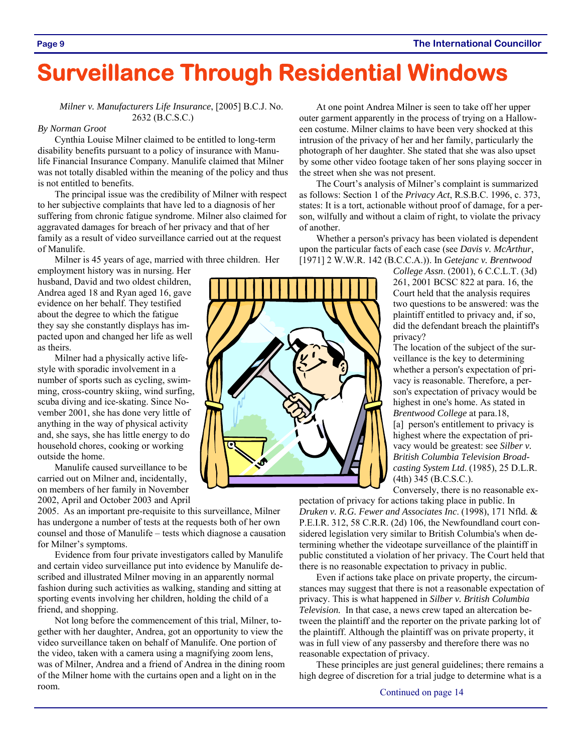# Surveillance Through Residential Windows

*Milner v. Manufacturers Life Insurance*, [2005] B.C.J. No. 2632 (B.C.S.C.)

*By Norman Groot*

Cynthia Louise Milner claimed to be entitled to long-term disability benefits pursuant to a policy of insurance with Manulife Financial Insurance Company. Manulife claimed that Milner was not totally disabled within the meaning of the policy and thus is not entitled to benefits.

The principal issue was the credibility of Milner with respect to her subjective complaints that have led to a diagnosis of her suffering from chronic fatigue syndrome. Milner also claimed for aggravated damages for breach of her privacy and that of her family as a result of video surveillance carried out at the request of Manulife.

Milner is 45 years of age, married with three children. Her employment history was in nursing. Her husband, David and two oldest children, Andrea aged 18 and Ryan aged 16, gave evidence on her behalf. They testified about the degree to which the fatigue they say she constantly displays has impacted upon and changed her life as well as theirs.

Milner had a physically active lifestyle with sporadic involvement in a number of sports such as cycling, swimming, cross-country skiing, wind surfing, scuba diving and ice-skating. Since November 2001, she has done very little of anything in the way of physical activity and, she says, she has little energy to do household chores, cooking or working outside the home.

Manulife caused surveillance to be carried out on Milner and, incidentally, on members of her family in November 2002, April and October 2003 and April 2005. As an important pre-requisite to this surveillance, Milner has undergone a number of tests at the requests both of her own counsel and those of Manulife – tests which diagnose a causation for Milner's symptoms.

Evidence from four private investigators called by Manulife and certain video surveillance put into evidence by Manulife described and illustrated Milner moving in an apparently normal fashion during such activities as walking, standing and sitting at sporting events involving her children, holding the child of a friend, and shopping.

Not long before the commencement of this trial, Milner, together with her daughter, Andrea, got an opportunity to view the video surveillance taken on behalf of Manulife. One portion of the video, taken with a camera using a magnifying zoom lens, was of Milner, Andrea and a friend of Andrea in the dining room of the Milner home with the curtains open and a light on in the room.

At one point Andrea Milner is seen to take off her upper outer garment apparently in the process of trying on a Halloween costume. Milner claims to have been very shocked at this intrusion of the privacy of her and her family, particularly the photograph of her daughter. She stated that she was also upset by some other video footage taken of her sons playing soccer in the street when she was not present.

The Court's analysis of Milner's complaint is summarized as follows: Section 1 of the *Privacy Act*, R.S.B.C. 1996, c. 373, states: It is a tort, actionable without proof of damage, for a person, wilfully and without a claim of right, to violate the privacy of another.

Whether a person's privacy has been violated is dependent upon the particular facts of each case (see *Davis v. McArthur*, [1971] 2 W.W.R. 142 (B.C.C.A.)). In *Getejanc v. Brentwood College Assn*. (2001), 6 C.C.L.T. (3d) 261, 2001 BCSC 822 at para. 16, the Court held that the analysis requires two questions to be answered: was the plaintiff entitled to privacy and, if so, did the defendant breach the plaintiff's privacy?

The location of the subject of the surveillance is the key to determining whether a person's expectation of privacy is reasonable. Therefore, a person's expectation of privacy would be highest in one's home. As stated in *Brentwood College* at para.18,

[a] person's entitlement to privacy is highest where the expectation of privacy would be greatest: see *Silber v. British Columbia Television Broadcasting System Ltd*. (1985), 25 D.L.R. (4th) 345 (B.C.S.C.).

Conversely, there is no reasonable expectation of privacy for actions taking place in public. In *Druken v. R.G. Fewer and Associates Inc*. (1998), 171 Nfld. & P.E.I.R. 312, 58 C.R.R. (2d) 106, the Newfoundland court considered legislation very similar to British Columbia's when determining whether the videotape surveillance of the plaintiff in public constituted a violation of her privacy. The Court held that there is no reasonable expectation to privacy in public.

Even if actions take place on private property, the circumstances may suggest that there is not a reasonable expectation of privacy. This is what happened in *Silber v. British Columbia Television.* In that case, a news crew taped an altercation between the plaintiff and the reporter on the private parking lot of the plaintiff. Although the plaintiff was on private property, it was in full view of any passersby and therefore there was no reasonable expectation of privacy.

These principles are just general guidelines; there remains a high degree of discretion for a trial judge to determine what is a

Continued on page 14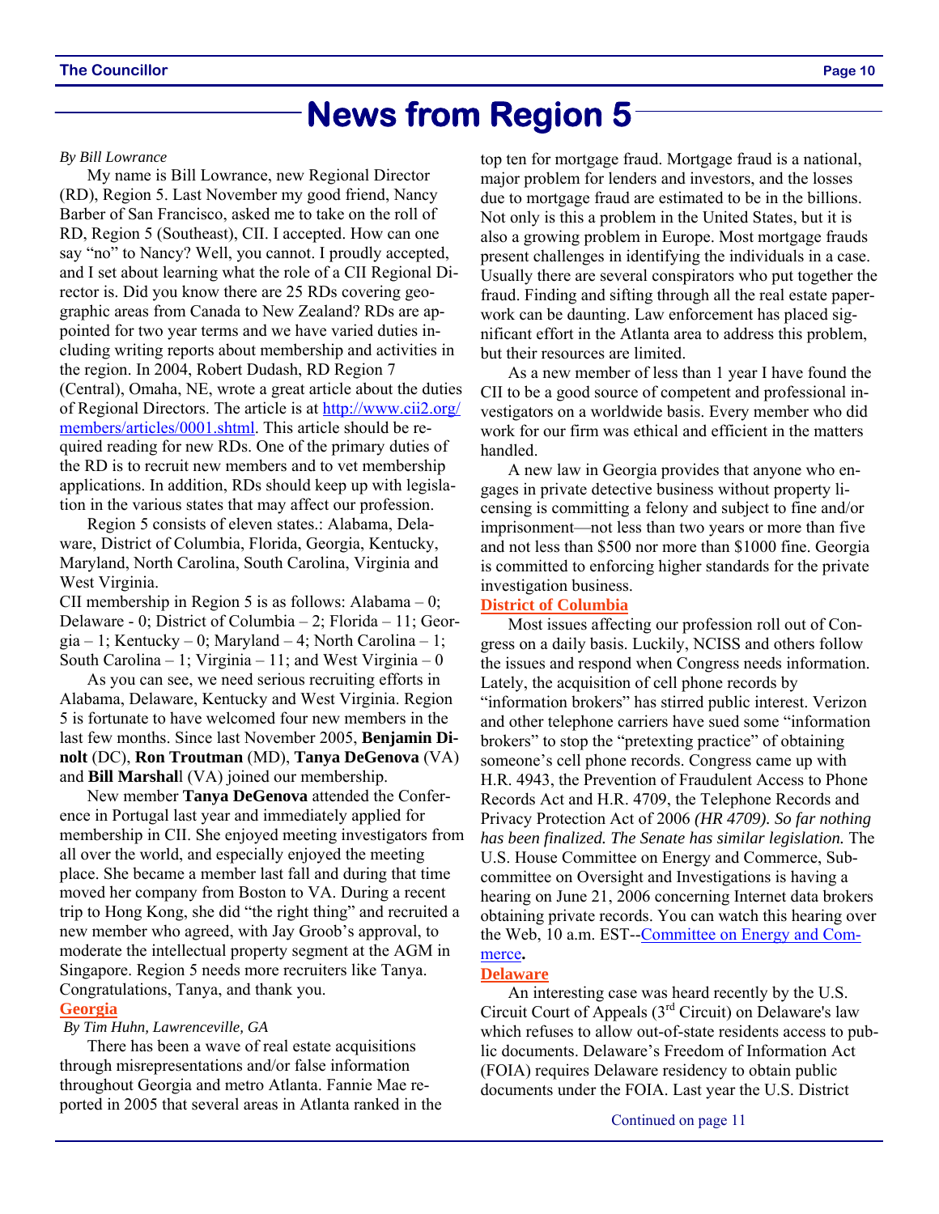# News from Region 5

*By Bill Lowrance*

My name is Bill Lowrance, new Regional Director (RD), Region 5. Last November my good friend, Nancy Barber of San Francisco, asked me to take on the roll of RD, Region 5 (Southeast), CII. I accepted. How can one say "no" to Nancy? Well, you cannot. I proudly accepted, and I set about learning what the role of a CII Regional Director is. Did you know there are 25 RDs covering geographic areas from Canada to New Zealand? RDs are appointed for two year terms and we have varied duties including writing reports about membership and activities in the region. In 2004, Robert Dudash, RD Region 7 (Central), Omaha, NE, wrote a great article about the duties of Regional Directors. The article is at http://www.cii2.org/members/articles/0001.shtml. This article should be required reading for new RDs. One of the primary duties of the RD is to recruit new members and to vet membership applications. In addition, RDs should keep up with legislation in the various states that may affect our profession.

Region 5 consists of eleven states.: Alabama, Delaware, District of Columbia, Florida, Georgia, Kentucky, Maryland, North Carolina, South Carolina, Virginia and West Virginia.

CII membership in Region 5 is as follows: Alabama – 0; Delaware - 0; District of Columbia – 2; Florida – 11; Georgia – 1; Kentucky – 0; Maryland – 4; North Carolina – 1; South Carolina – 1; Virginia – 11; and West Virginia – 0

As you can see, we need serious recruiting efforts in Alabama, Delaware, Kentucky and West Virginia. Region 5 is fortunate to have welcomed four new members in the last few months. Since last November 2005, **Benjamin Dinolt** (DC), **Ron Troutman** (MD), **Tanya DeGenova** (VA) and **Bill Marshal**l (VA) joined our membership.

New member **Tanya DeGenova** attended the Conference in Portugal last year and immediately applied for membership in CII. She enjoyed meeting investigators from all over the world, and especially enjoyed the meeting place. She became a member last fall and during that time moved her company from Boston to VA. During a recent trip to Hong Kong, she did "the right thing" and recruited a new member who agreed, with Jay Groob's approval, to moderate the intellectual property segment at the AGM in Singapore. Region 5 needs more recruiters like Tanya. Congratulations, Tanya, and thank you.

## Georgia

*By Tim Huhn, Lawrenceville, GA*

There has been a wave of real estate acquisitions through misrepresentations and/or false information throughout Georgia and metro Atlanta. Fannie Mae reported in 2005 that several areas in Atlanta ranked in the top ten for mortgage fraud. Mortgage fraud is a national, major problem for lenders and investors, and the losses due to mortgage fraud are estimated to be in the billions. Not only is this a problem in the United States, but it is also a growing problem in Europe. Most mortgage frauds present challenges in identifying the individuals in a case. Usually there are several conspirators who put together the fraud. Finding and sifting through all the real estate paperwork can be daunting. Law enforcement has placed significant effort in the Atlanta area to address this problem, but their resources are limited.

As a new member of less than 1 year I have found the CII to be a good source of competent and professional investigators on a worldwide basis. Every member who did work for our firm was ethical and efficient in the matters handled.

A new law in Georgia provides that anyone who engages in private detective business without property licensing is committing a felony and subject to fine and/or imprisonment—not less than two years or more than five and not less than \$500 nor more than \$1000 fine. Georgia is committed to enforcing higher standards for the private investigation business.

## District of Columbia

Most issues affecting our profession roll out of Congress on a daily basis. Luckily, NCISS and others follow the issues and respond when Congress needs information. Lately, the acquisition of cell phone records by "information brokers" has stirred public interest. Verizon and other telephone carriers have sued some "information brokers" to stop the "pretexting practice" of obtaining someone's cell phone records. Congress came up with H.R. 4943, the Prevention of Fraudulent Access to Phone Records Act and H.R. 4709, the Telephone Records and Privacy Protection Act of 2006 *(HR 4709). So far nothing has been finalized. The Senate has similar legislation.* The U.S. House Committee on Energy and Commerce, Subcommittee on Oversight and Investigations is having a hearing on June 21, 2006 concerning Internet data brokers obtaining private records. You can watch this hearing over the Web, 10 a.m. EST--Committee on Energy and Commerce**.**

## Delaware

An interesting case was heard recently by the U.S. Circuit Court of Appeals (3rd Circuit) on Delaware's law which refuses to allow out-of-state residents access to public documents. Delaware's Freedom of Information Act (FOIA) requires Delaware residency to obtain public documents under the FOIA. Last year the U.S. District

Continued on page 11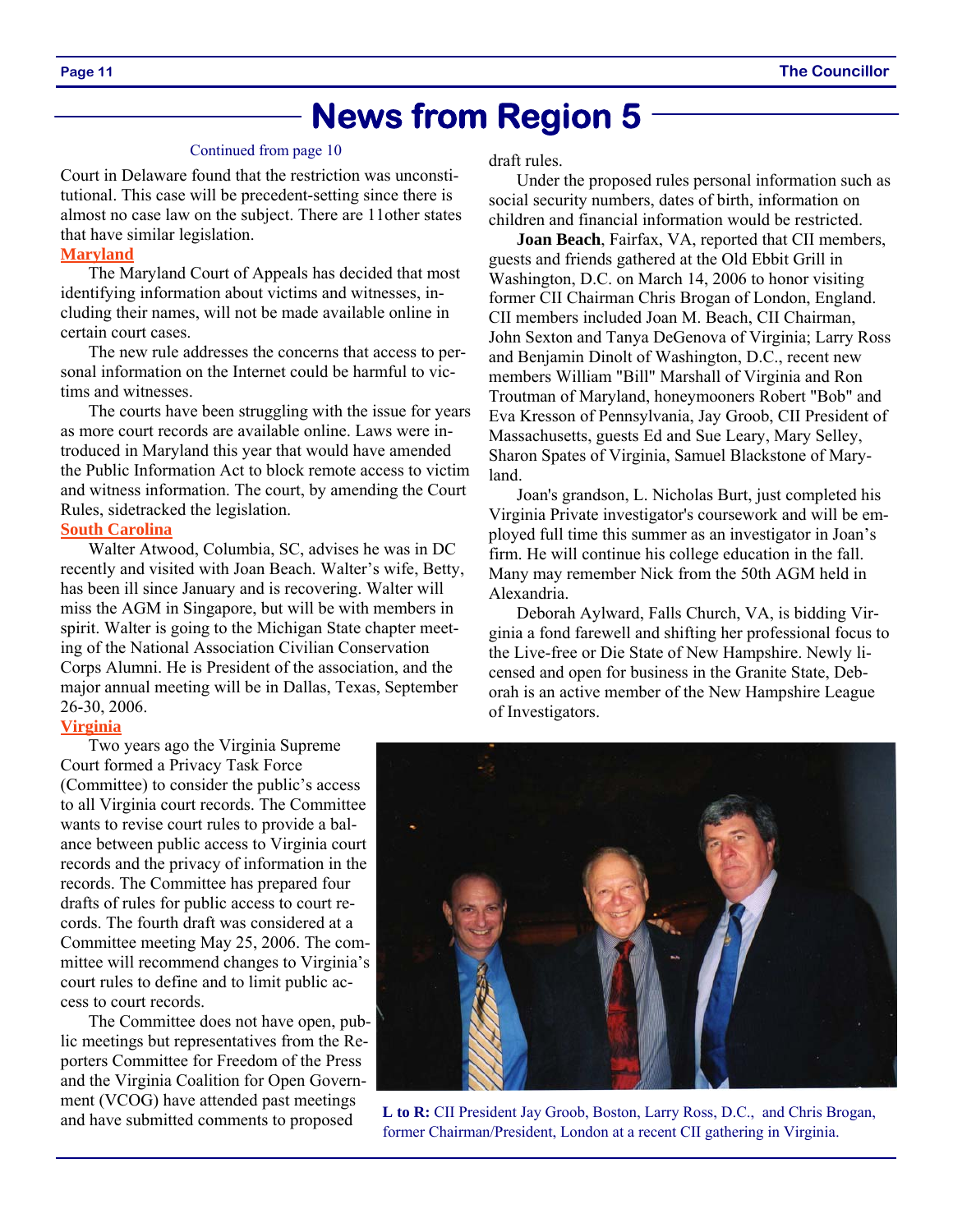# News from Region 5

Continued from page 10

Court in Delaware found that the restriction was unconstitutional. This case will be precedent-setting since there is almost no case law on the subject. There are 11other states that have similar legislation.

**Maryland**

The Maryland Court of Appeals has decided that most identifying information about victims and witnesses, including their names, will not be made available online in certain court cases.

The new rule addresses the concerns that access to personal information on the Internet could be harmful to victims and witnesses.

The courts have been struggling with the issue for years as more court records are available online. Laws were introduced in Maryland this year that would have amended the Public Information Act to block remote access to victim and witness information. The court, by amending the Court Rules, sidetracked the legislation.

**South Carolina**

Walter Atwood, Columbia, SC, advises he was in DC recently and visited with Joan Beach. Walter's wife, Betty, has been ill since January and is recovering. Walter will miss the AGM in Singapore, but will be with members in spirit. Walter is going to the Michigan State chapter meeting of the National Association Civilian Conservation Corps Alumni. He is President of the association, and the major annual meeting will be in Dallas, Texas, September 26-30, 2006.

**Virginia**

Two years ago the Virginia Supreme Court formed a Privacy Task Force (Committee) to consider the public's access to all Virginia court records. The Committee wants to revise court rules to provide a balance between public access to Virginia court records and the privacy of information in the records. The Committee has prepared four drafts of rules for public access to court records. The fourth draft was considered at a Committee meeting May 25, 2006. The committee will recommend changes to Virginia's court rules to define and to limit public access to court records.

The Committee does not have open, public meetings but representatives from the Reporters Committee for Freedom of the Press and the Virginia Coalition for Open Government (VCOG) have attended past meetings and have submitted comments to proposed draft rules.

Under the proposed rules personal information such as social security numbers, dates of birth, information on children and financial information would be restricted.

**Joan Beach**, Fairfax, VA, reported that CII members, guests and friends gathered at the Old Ebbit Grill in Washington, D.C. on March 14, 2006 to honor visiting former CII Chairman Chris Brogan of London, England. CII members included Joan M. Beach, CII Chairman, John Sexton and Tanya DeGenova of Virginia; Larry Ross and Benjamin Dinolt of Washington, D.C., recent new members William "Bill" Marshall of Virginia and Ron Troutman of Maryland, honeymooners Robert "Bob" and Eva Kresson of Pennsylvania, Jay Groob, CII President of Massachusetts, guests Ed and Sue Leary, Mary Selley, Sharon Spates of Virginia, Samuel Blackstone of Maryland.

Joan's grandson, L. Nicholas Burt, just completed his Virginia Private investigator's coursework and will be employed full time this summer as an investigator in Joan's firm. He will continue his college education in the fall. Many may remember Nick from the 50th AGM held in Alexandria.

Deborah Aylward, Falls Church, VA, is bidding Virginia a fond farewell and shifting her professional focus to the Live-free or Die State of New Hampshire. Newly licensed and open for business in the Granite State, Deborah is an active member of the New Hampshire League of Investigators.

**L to R:** CII President Jay Groob, Boston, Larry Ross, D.C., and Chris Brogan, former Chairman/President, London at a recent CII gathering in Virginia.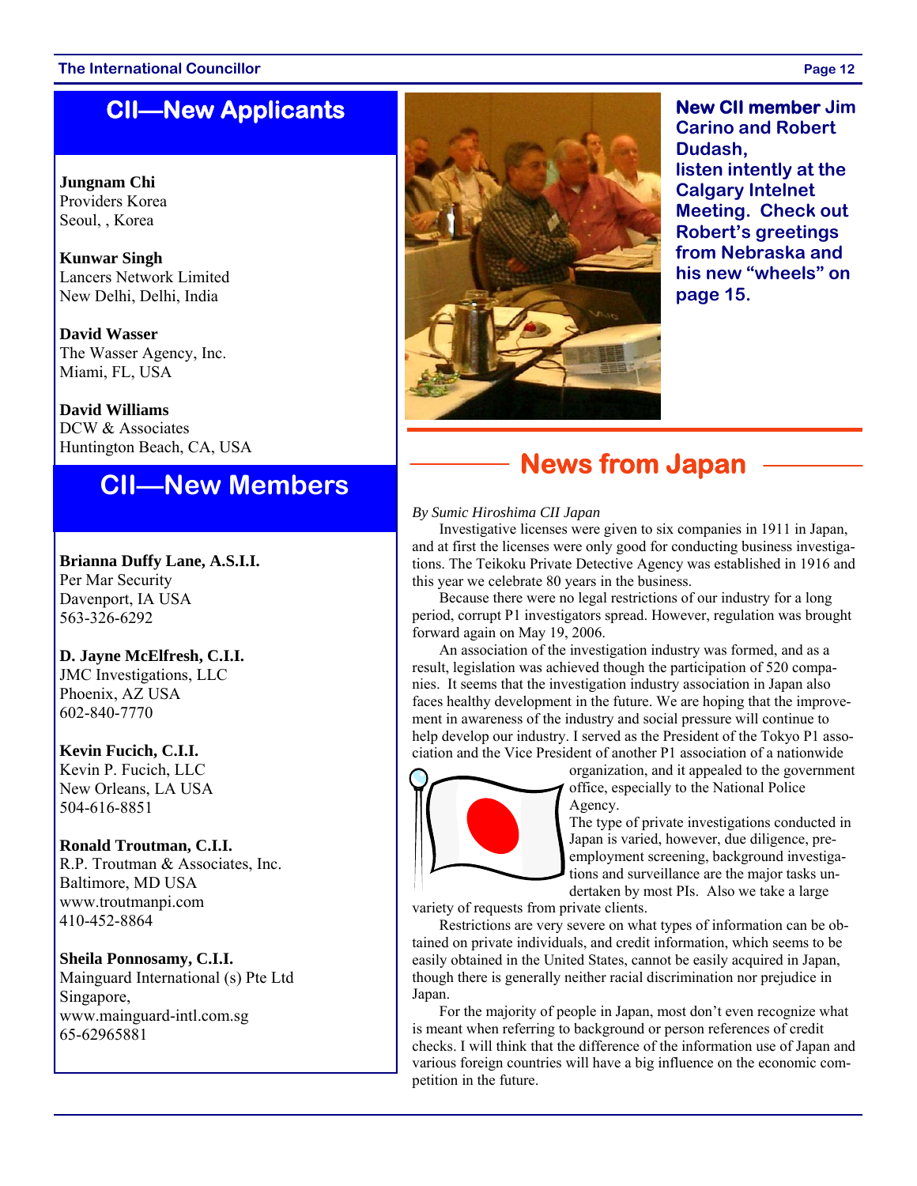## CII—New Applicants

**Jungnam Chi**
Providers Korea
Seoul, , Korea

**Kunwar Singh**
Lancers Network Limited
New Delhi, Delhi, India

**David Wasser**
The Wasser Agency, Inc.
Miami, FL, USA

**David Williams**
DCW & Associates
Huntington Beach, CA, USA

## CII—New Members

**Brianna Duffy Lane, A.S.I.I.**
Per Mar Security
Davenport, IA USA
563-326-6292

**D. Jayne McElfresh, C.I.I.**
JMC Investigations, LLC
Phoenix, AZ USA
602-840-7770

**Kevin Fucich, C.I.I.**
Kevin P. Fucich, LLC
New Orleans, LA USA
504-616-8851

**Ronald Troutman, C.I.I.**
R.P. Troutman & Associates, Inc.
Baltimore, MD USA
www.troutmanpi.com
410-452-8864

**Sheila Ponnosamy, C.I.I.**
Mainguard International (s) Pte Ltd
Singapore,
www.mainguard-intl.com.sg
65-62965881

**New CII member Jim Carino and Robert Dudash, listen intently at the Calgary Intelnet Meeting. Check out Robert's greetings from Nebraska and his new "wheels" on page 15.**

## News from Japan

*By Sumic Hiroshima CII Japan*

Investigative licenses were given to six companies in 1911 in Japan, and at first the licenses were only good for conducting business investigations. The Teikoku Private Detective Agency was established in 1916 and this year we celebrate 80 years in the business.

Because there were no legal restrictions of our industry for a long period, corrupt P1 investigators spread. However, regulation was brought forward again on May 19, 2006.

An association of the investigation industry was formed, and as a result, legislation was achieved though the participation of 520 companies. It seems that the investigation industry association in Japan also faces healthy development in the future. We are hoping that the improvement in awareness of the industry and social pressure will continue to help develop our industry. I served as the President of the Tokyo P1 association and the Vice President of another P1 association of a nationwide organization, and it appealed to the government office, especially to the National Police Agency.

The type of private investigations conducted in Japan is varied, however, due diligence, pre-employment screening, background investigations and surveillance are the major tasks undertaken by most PIs. Also we take a large variety of requests from private clients.

Restrictions are very severe on what types of information can be obtained on private individuals, and credit information, which seems to be easily obtained in the United States, cannot be easily acquired in Japan, though there is generally neither racial discrimination nor prejudice in Japan.

For the majority of people in Japan, most don't even recognize what is meant when referring to background or person references of credit checks. I will think that the difference of the information use of Japan and various foreign countries will have a big influence on the economic competition in the future.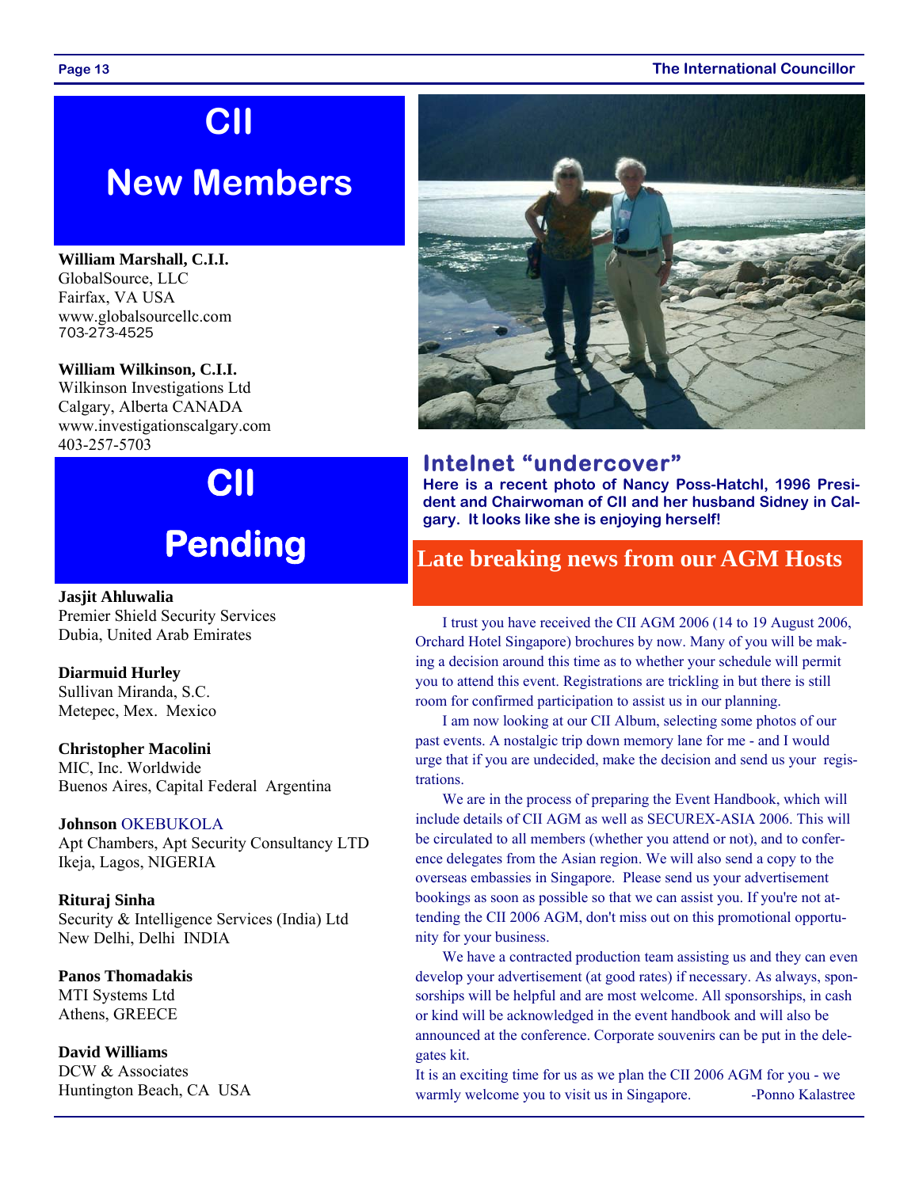# CII New Members

**William Marshall, C.I.I.**
GlobalSource, LLC
Fairfax, VA USA
www.globalsourcellc.com
703-273-4525

**William Wilkinson, C.I.I.**
Wilkinson Investigations Ltd
Calgary, Alberta CANADA
www.investigationscalgary.com
403-257-5703

# CII Pending

**Jasjit Ahluwalia**
Premier Shield Security Services
Dubia, United Arab Emirates

**Diarmuid Hurley**
Sullivan Miranda, S.C.
Metepec, Mex. Mexico

**Christopher Macolini**
MIC, Inc. Worldwide
Buenos Aires, Capital Federal Argentina

**Johnson** OKEBUKOLA
Apt Chambers, Apt Security Consultancy LTD
Ikeja, Lagos, NIGERIA

**Rituraj Sinha**
Security & Intelligence Services (India) Ltd
New Delhi, Delhi INDIA

**Panos Thomadakis**
MTI Systems Ltd
Athens, GREECE

**David Williams**
DCW & Associates
Huntington Beach, CA USA

## Intelnet "undercover"

**Here is a recent photo of Nancy Poss-Hatchl, 1996 President and Chairwoman of CII and her husband Sidney in Calgary. It looks like she is enjoying herself!**

## Late breaking news from our AGM Hosts

I trust you have received the CII AGM 2006 (14 to 19 August 2006, Orchard Hotel Singapore) brochures by now. Many of you will be making a decision around this time as to whether your schedule will permit you to attend this event. Registrations are trickling in but there is still room for confirmed participation to assist us in our planning.

I am now looking at our CII Album, selecting some photos of our past events. A nostalgic trip down memory lane for me - and I would urge that if you are undecided, make the decision and send us your registrations.

We are in the process of preparing the Event Handbook, which will include details of CII AGM as well as SECUREX-ASIA 2006. This will be circulated to all members (whether you attend or not), and to conference delegates from the Asian region. We will also send a copy to the overseas embassies in Singapore. Please send us your advertisement bookings as soon as possible so that we can assist you. If you're not attending the CII 2006 AGM, don't miss out on this promotional opportunity for your business.

We have a contracted production team assisting us and they can even develop your advertisement (at good rates) if necessary. As always, sponsorships will be helpful and are most welcome. All sponsorships, in cash or kind will be acknowledged in the event handbook and will also be announced at the conference. Corporate souvenirs can be put in the delegates kit.

It is an exciting time for us as we plan the CII 2006 AGM for you - we warmly welcome you to visit us in Singapore. -Ponno Kalastree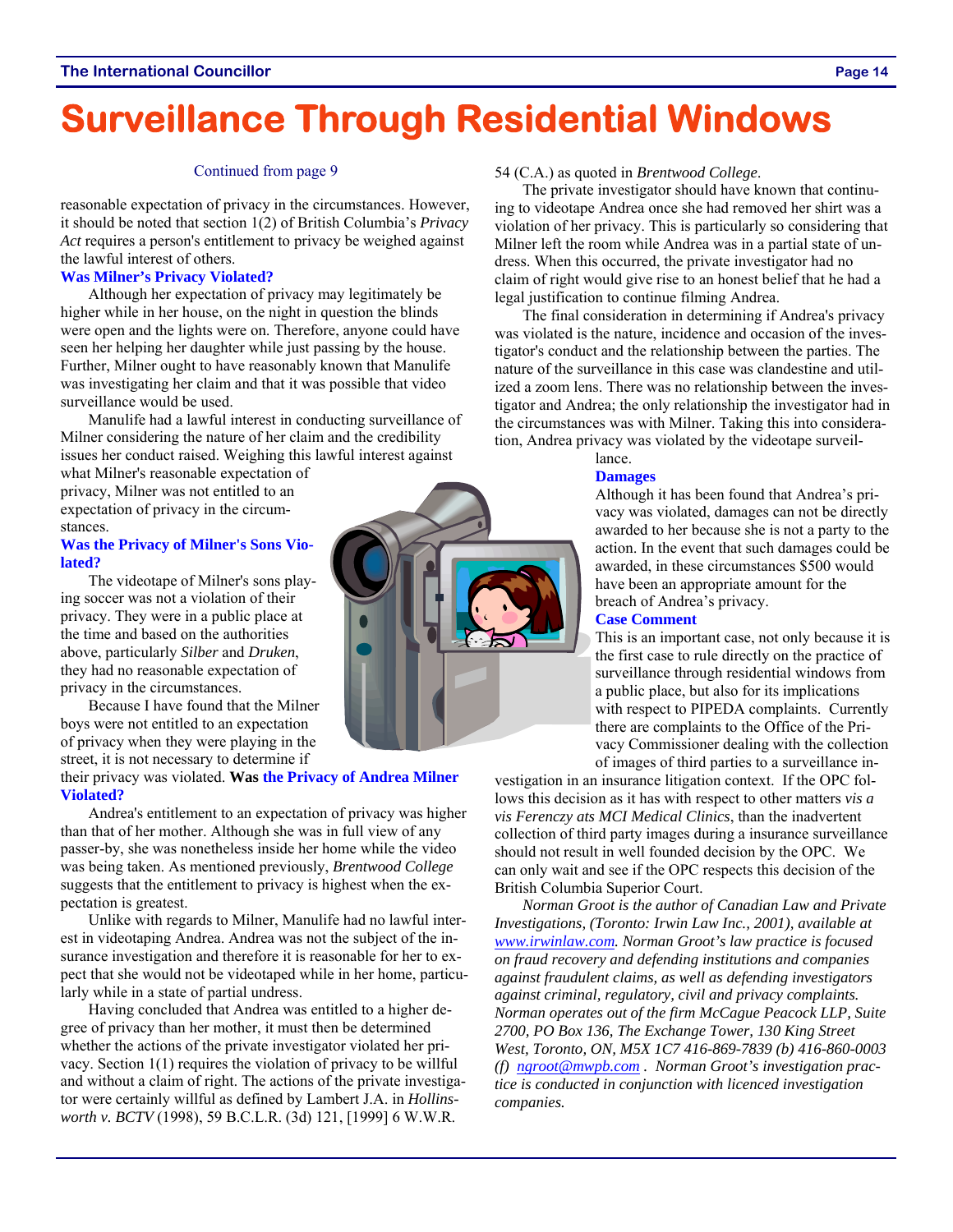# Surveillance Through Residential Windows

Continued from page 9

reasonable expectation of privacy in the circumstances. However, it should be noted that section 1(2) of British Columbia's *Privacy Act* requires a person's entitlement to privacy be weighed against the lawful interest of others.

### Was Milner's Privacy Violated?

Although her expectation of privacy may legitimately be higher while in her house, on the night in question the blinds were open and the lights were on. Therefore, anyone could have seen her helping her daughter while just passing by the house. Further, Milner ought to have reasonably known that Manulife was investigating her claim and that it was possible that video surveillance would be used.

Manulife had a lawful interest in conducting surveillance of Milner considering the nature of her claim and the credibility issues her conduct raised. Weighing this lawful interest against what Milner's reasonable expectation of privacy, Milner was not entitled to an expectation of privacy in the circumstances.

### Was the Privacy of Milner's Sons Violated?

The videotape of Milner's sons playing soccer was not a violation of their privacy. They were in a public place at the time and based on the authorities above, particularly *Silber* and *Druken*, they had no reasonable expectation of privacy in the circumstances.

Because I have found that the Milner boys were not entitled to an expectation of privacy when they were playing in the street, it is not necessary to determine if their privacy was violated.

### Was the Privacy of Andrea Milner Violated?

Andrea's entitlement to an expectation of privacy was higher than that of her mother. Although she was in full view of any passer-by, she was nonetheless inside her home while the video was being taken. As mentioned previously, *Brentwood College* suggests that the entitlement to privacy is highest when the expectation is greatest.

Unlike with regards to Milner, Manulife had no lawful interest in videotaping Andrea. Andrea was not the subject of the insurance investigation and therefore it is reasonable for her to expect that she would not be videotaped while in her home, particularly while in a state of partial undress.

Having concluded that Andrea was entitled to a higher degree of privacy than her mother, it must then be determined whether the actions of the private investigator violated her privacy. Section 1(1) requires the violation of privacy to be willful and without a claim of right. The actions of the private investigator were certainly willful as defined by Lambert J.A. in *Hollinsworth v. BCTV* (1998), 59 B.C.L.R. (3d) 121, [1999] 6 W.W.R. 54 (C.A.) as quoted in *Brentwood College*.

The private investigator should have known that continuing to videotape Andrea once she had removed her shirt was a violation of her privacy. This is particularly so considering that Milner left the room while Andrea was in a partial state of undress. When this occurred, the private investigator had no claim of right would give rise to an honest belief that he had a legal justification to continue filming Andrea.

The final consideration in determining if Andrea's privacy was violated is the nature, incidence and occasion of the investigator's conduct and the relationship between the parties. The nature of the surveillance in this case was clandestine and utilized a zoom lens. There was no relationship between the investigator and Andrea; the only relationship the investigator had in the circumstances was with Milner. Taking this into consideration, Andrea privacy was violated by the videotape surveillance.

### Damages

Although it has been found that Andrea's privacy was violated, damages can not be directly awarded to her because she is not a party to the action. In the event that such damages could be awarded, in these circumstances $500 would have been an appropriate amount for the breach of Andrea's privacy.

### Case Comment

This is an important case, not only because it is the first case to rule directly on the practice of surveillance through residential windows from a public place, but also for its implications with respect to PIPEDA complaints. Currently there are complaints to the Office of the Privacy Commissioner dealing with the collection of images of third parties to a surveillance investigation in an insurance litigation context. If the OPC follows this decision as it has with respect to other matters *vis a vis Ferenczy ats MCI Medical Clinics*, than the inadvertent collection of third party images during a insurance surveillance should not result in well founded decision by the OPC. We can only wait and see if the OPC respects this decision of the British Columbia Superior Court.

*Norman Groot is the author of Canadian Law and Private Investigations, (Toronto: Irwin Law Inc., 2001), available at www.irwinlaw.com. Norman Groot's law practice is focused on fraud recovery and defending institutions and companies against fraudulent claims, as well as defending investigators against criminal, regulatory, civil and privacy complaints. Norman operates out of the firm McCague Peacock LLP, Suite 2700, PO Box 136, The Exchange Tower, 130 King Street West, Toronto, ON, M5X 1C7 416-869-7839 (b) 416-860-0003 (f) ngroot@mwpb.com . Norman Groot's investigation practice is conducted in conjunction with licenced investigation companies.*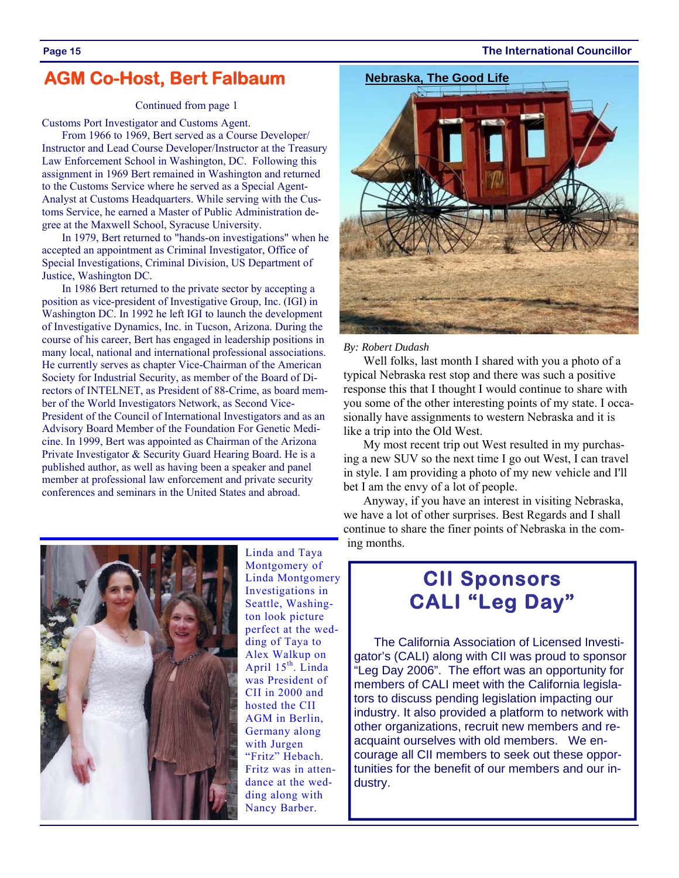## AGM Co-Host, Bert Falbaum

Continued from page 1

Customs Port Investigator and Customs Agent.

From 1966 to 1969, Bert served as a Course Developer/ Instructor and Lead Course Developer/Instructor at the Treasury Law Enforcement School in Washington, DC. Following this assignment in 1969 Bert remained in Washington and returned to the Customs Service where he served as a Special Agent-Analyst at Customs Headquarters. While serving with the Customs Service, he earned a Master of Public Administration degree at the Maxwell School, Syracuse University.

In 1979, Bert returned to "hands-on investigations" when he accepted an appointment as Criminal Investigator, Office of Special Investigations, Criminal Division, US Department of Justice, Washington DC.

In 1986 Bert returned to the private sector by accepting a position as vice-president of Investigative Group, Inc. (IGI) in Washington DC. In 1992 he left IGI to launch the development of Investigative Dynamics, Inc. in Tucson, Arizona. During the course of his career, Bert has engaged in leadership positions in many local, national and international professional associations. He currently serves as chapter Vice-Chairman of the American Society for Industrial Security, as member of the Board of Directors of INTELNET, as President of 88-Crime, as board member of the World Investigators Network, as Second Vice-President of the Council of International Investigators and as an Advisory Board Member of the Foundation For Genetic Medicine. In 1999, Bert was appointed as Chairman of the Arizona Private Investigator & Security Guard Hearing Board. He is a published author, as well as having been a speaker and panel member at professional law enforcement and private security conferences and seminars in the United States and abroad.

Linda and Taya Montgomery of Linda Montgomery Investigations in Seattle, Washington look picture perfect at the wedding of Taya to Alex Walkup on April 15th. Linda was President of CII in 2000 and hosted the CII AGM in Berlin, Germany along with Jurgen "Fritz" Hebach. Fritz was in attendance at the wedding along with Nancy Barber.

## Nebraska, The Good Life

*By: Robert Dudash*

Well folks, last month I shared with you a photo of a typical Nebraska rest stop and there was such a positive response this that I thought I would continue to share with you some of the other interesting points of my state. I occasionally have assignments to western Nebraska and it is like a trip into the Old West.

My most recent trip out West resulted in my purchasing a new SUV so the next time I go out West, I can travel in style. I am providing a photo of my new vehicle and I'll bet I am the envy of a lot of people.

Anyway, if you have an interest in visiting Nebraska, we have a lot of other surprises. Best Regards and I shall continue to share the finer points of Nebraska in the coming months.

## CII Sponsors CALI "Leg Day"

The California Association of Licensed Investigator's (CALI) along with CII was proud to sponsor "Leg Day 2006". The effort was an opportunity for members of CALI meet with the California legislators to discuss pending legislation impacting our industry. It also provided a platform to network with other organizations, recruit new members and reacquaint ourselves with old members. We encourage all CII members to seek out these opportunities for the benefit of our members and our industry.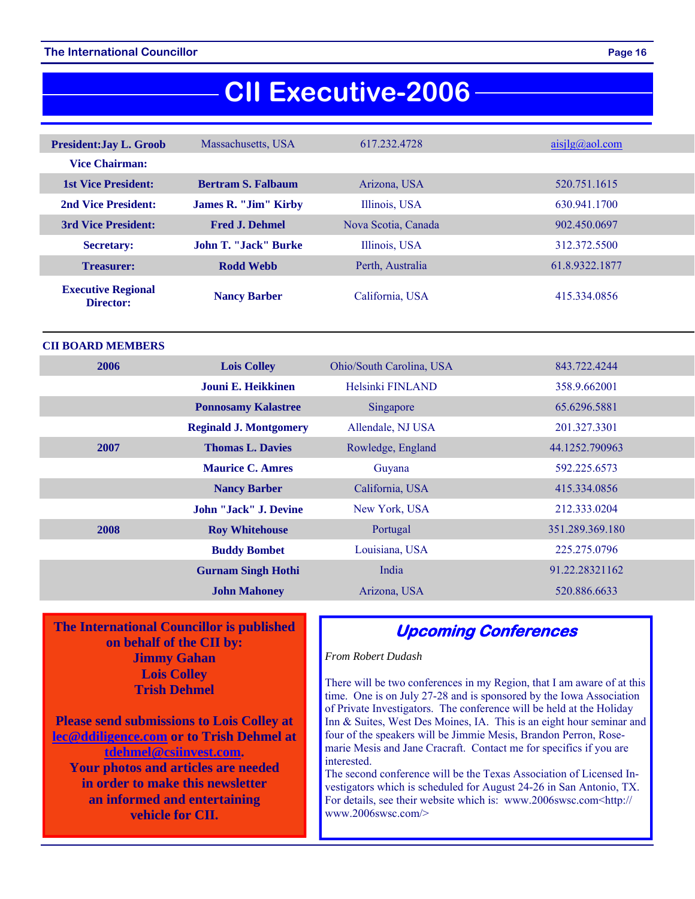# CII Executive-2006

| | | | |
|---|---|---|---|
| **President:Jay L. Groob** | Massachusetts, USA | 617.232.4728 | aisjlg@aol.com |
| **Vice Chairman:** | | | |
| **1st Vice President:** | **Bertram S. Falbaum** | Arizona, USA | 520.751.1615 |
| **2nd Vice President:** | **James R. "Jim" Kirby** | Illinois, USA | 630.941.1700 |
| **3rd Vice President:** | **Fred J. Dehmel** | Nova Scotia, Canada | 902.450.0697 |
| **Secretary:** | **John T. "Jack" Burke** | Illinois, USA | 312.372.5500 |
| **Treasurer:** | **Rodd Webb** | Perth, Australia | 61.8.9322.1877 |
| **Executive Regional Director:** | **Nancy Barber** | California, USA | 415.334.0856 |

**CII BOARD MEMBERS**

| | | | |
|---|---|---|---|
| **2006** | **Lois Colley** | Ohio/South Carolina, USA | 843.722.4244 |
| | **Jouni E. Heikkinen** | Helsinki FINLAND | 358.9.662001 |
| | **Ponnosamy Kalastree** | Singapore | 65.6296.5881 |
| | **Reginald J. Montgomery** | Allendale, NJ USA | 201.327.3301 |
| **2007** | **Thomas L. Davies** | Rowledge, England | 44.1252.790963 |
| | **Maurice C. Amres** | Guyana | 592.225.6573 |
| | **Nancy Barber** | California, USA | 415.334.0856 |
| | **John "Jack" J. Devine** | New York, USA | 212.333.0204 |
| **2008** | **Roy Whitehouse** | Portugal | 351.289.369.180 |
| | **Buddy Bombet** | Louisiana, USA | 225.275.0796 |
| | **Gurnam Singh Hothi** | India | 91.22.28321162 |
| | **John Mahoney** | Arizona, USA | 520.886.6633 |

**The International Councillor is published on behalf of the CII by:**
**Jimmy Gahan**
**Lois Colley**
**Trish Dehmel**

**Please send submissions to Lois Colley at lec@ddiligence.com or to Trish Dehmel at tdehmel@csiinvest.com. Your photos and articles are needed in order to make this newsletter an informed and entertaining vehicle for CII.**

## *Upcoming Conferences*

*From Robert Dudash*

There will be two conferences in my Region, that I am aware of at this time. One is on July 27-28 and is sponsored by the Iowa Association of Private Investigators. The conference will be held at the Holiday Inn & Suites, West Des Moines, IA. This is an eight hour seminar and four of the speakers will be Jimmie Mesis, Brandon Perron, Rosemarie Mesis and Jane Cracraft. Contact me for specifics if you are interested.
The second conference will be the Texas Association of Licensed Investigators which is scheduled for August 24-26 in San Antonio, TX. For details, see their website which is: www.2006swsc.com<http://www.2006swsc.com/>